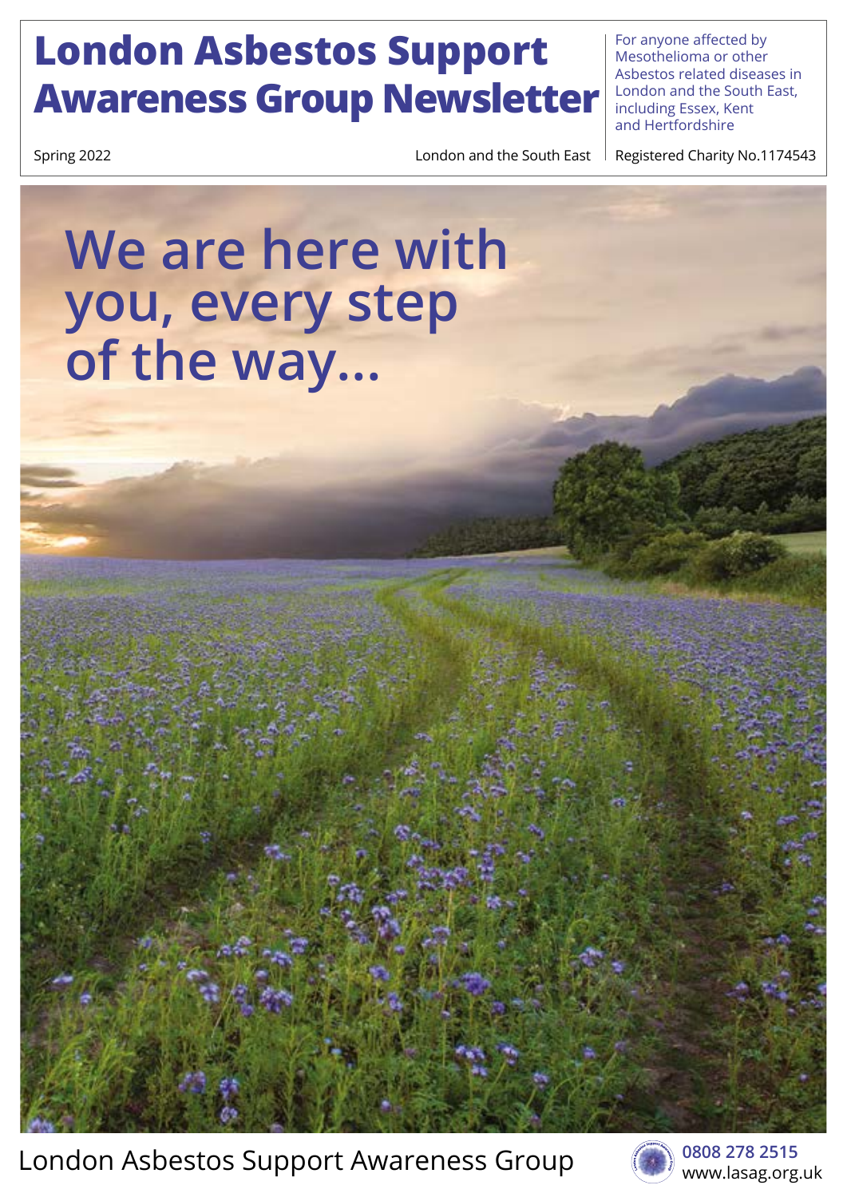# London Asbestos Support Awareness Group Newsletter

For anyone affected by Mesothelioma or other Asbestos related diseases in London and the South East, including Essex, Kent and Hertfordshire

Spring 2022

London and the South East

Registered Charity No.1174543

## We are here with you, every step of the way...

London Asbestos Support Awareness Group

0808 278 2515
www.lasag.org.uk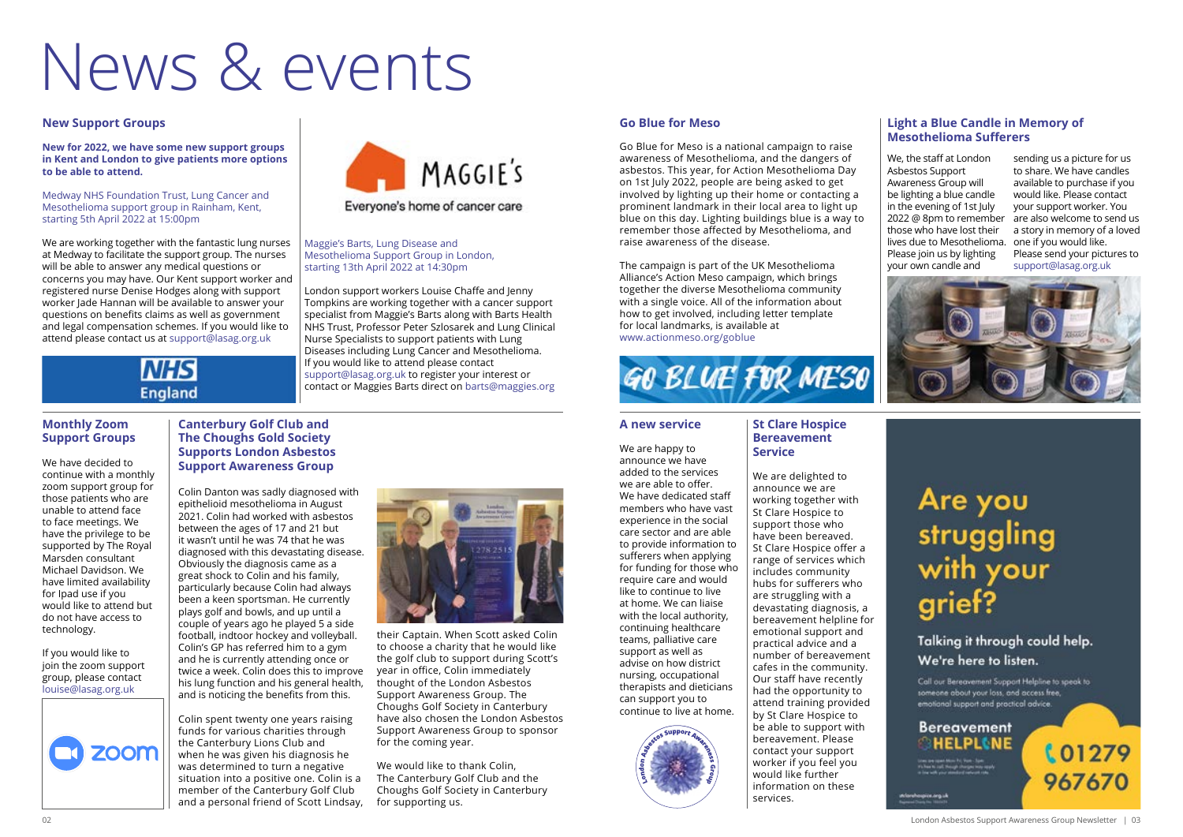# News & events

## New Support Groups

**New for 2022, we have some new support groups in Kent and London to give patients more options to be able to attend.**

Medway NHS Foundation Trust, Lung Cancer and Mesothelioma support group in Rainham, Kent, starting 5th April 2022 at 15:00pm

We are working together with the fantastic lung nurses at Medway to facilitate the support group. The nurses will be able to answer any medical questions or concerns you may have. Our Kent support worker and registered nurse Denise Hodges along with support worker Jade Hannan will be available to answer your questions on benefits claims as well as government and legal compensation schemes. If you would like to attend please contact us at support@lasag.org.uk

NHS England

MAGGIE'S

Everyone's home of cancer care

Maggie's Barts, Lung Disease and Mesothelioma Support Group in London, starting 13th April 2022 at 14:30pm

London support workers Louise Chaffe and Jenny Tompkins are working together with a cancer support specialist from Maggie's Barts along with Barts Health NHS Trust, Professor Peter Szlosarek and Lung Clinical Nurse Specialists to support patients with Lung Diseases including Lung Cancer and Mesothelioma. If you would like to attend please contact support@lasag.org.uk to register your interest or contact or Maggies Barts direct on barts@maggies.org

## Monthly Zoom Support Groups

We have decided to continue with a monthly zoom support group for those patients who are unable to attend face to face meetings. We have the privilege to be supported by The Royal Marsden consultant Michael Davidson. We have limited availability for Ipad use if you would like to attend but do not have access to technology.

If you would like to join the zoom support group, please contact louise@lasag.org.uk

## Canterbury Golf Club and The Choughs Gold Society Supports London Asbestos Support Awareness Group

Colin Danton was sadly diagnosed with epithelioid mesothelioma in August 2021. Colin had worked with asbestos between the ages of 17 and 21 but it wasn't until he was 74 that he was diagnosed with this devastating disease. Obviously the diagnosis came as a great shock to Colin and his family, particularly because Colin had always been a keen sportsman. He currently plays golf and bowls, and up until a couple of years ago he played 5 a side football, indtoor hockey and volleyball. Colin's GP has referred him to a gym and he is currently attending once or twice a week. Colin does this to improve his lung function and his general health, and is noticing the benefits from this.

Colin spent twenty one years raising funds for various charities through the Canterbury Lions Club and when he was given his diagnosis he was determined to turn a negative situation into a positive one. Colin is a member of the Canterbury Golf Club and a personal friend of Scott Lindsay, their Captain. When Scott asked Colin to choose a charity that he would like the golf club to support during Scott's year in office, Colin immediately thought of the London Asbestos Support Awareness Group. The Choughs Golf Society in Canterbury have also chosen the London Asbestos Support Awareness Group to sponsor for the coming year.

We would like to thank Colin, The Canterbury Golf Club and the Choughs Golf Society in Canterbury for supporting us.

## Go Blue for Meso

Go Blue for Meso is a national campaign to raise awareness of Mesothelioma, and the dangers of asbestos. This year, for Action Mesothelioma Day on 1st July 2022, people are being asked to get involved by lighting up their home or contacting a prominent landmark in their local area to light up blue on this day. Lighting buildings blue is a way to remember those affected by Mesothelioma, and raise awareness of the disease.

The campaign is part of the UK Mesothelioma Alliance's Action Meso campaign, which brings together the diverse Mesothelioma community with a single voice. All of the information about how to get involved, including letter template for local landmarks, is available at www.actionmeso.org/goblue

GO BLUE FOR MESO

## Light a Blue Candle in Memory of Mesothelioma Sufferers

We, the staff at London Asbestos Support Awareness Group will be lighting a blue candle in the evening of 1st July 2022 @ 8pm to remember those who have lost their lives due to Mesothelioma. Please join us by lighting your own candle and sending us a picture for us to share. We have candles available to purchase if you would like. Please contact your support worker. You are also welcome to send us a story in memory of a loved one if you would like. Please send your pictures to support@lasag.org.uk

## A new service

We are happy to announce we have added to the services we are able to offer. We have dedicated staff members who have vast experience in the social care sector and are able to provide information to sufferers when applying for funding for those who require care and would like to continue to live at home. We can liaise with the local authority, continuing healthcare teams, palliative care support as well as advise on how district nursing, occupational therapists and dieticians can support you to continue to live at home.

## St Clare Hospice Bereavement Service

We are delighted to announce we are working together with St Clare Hospice to support those who have been bereaved. St Clare Hospice offer a range of services which includes community hubs for sufferers who are struggling with a devastating diagnosis, a bereavement helpline for emotional support and practical advice and a number of bereavement cafes in the community. Our staff have recently had the opportunity to attend training provided by St Clare Hospice to be able to support with bereavement. Please contact your support worker if you feel you would like further information on these services.

**Are you struggling with your grief?**

Talking it through could help. We're here to listen.

Call our Bereavement Support Helpline to speak to someone about your loss, and access free, emotional support and practical advice.

Bereavement HELPLINE

01279 967670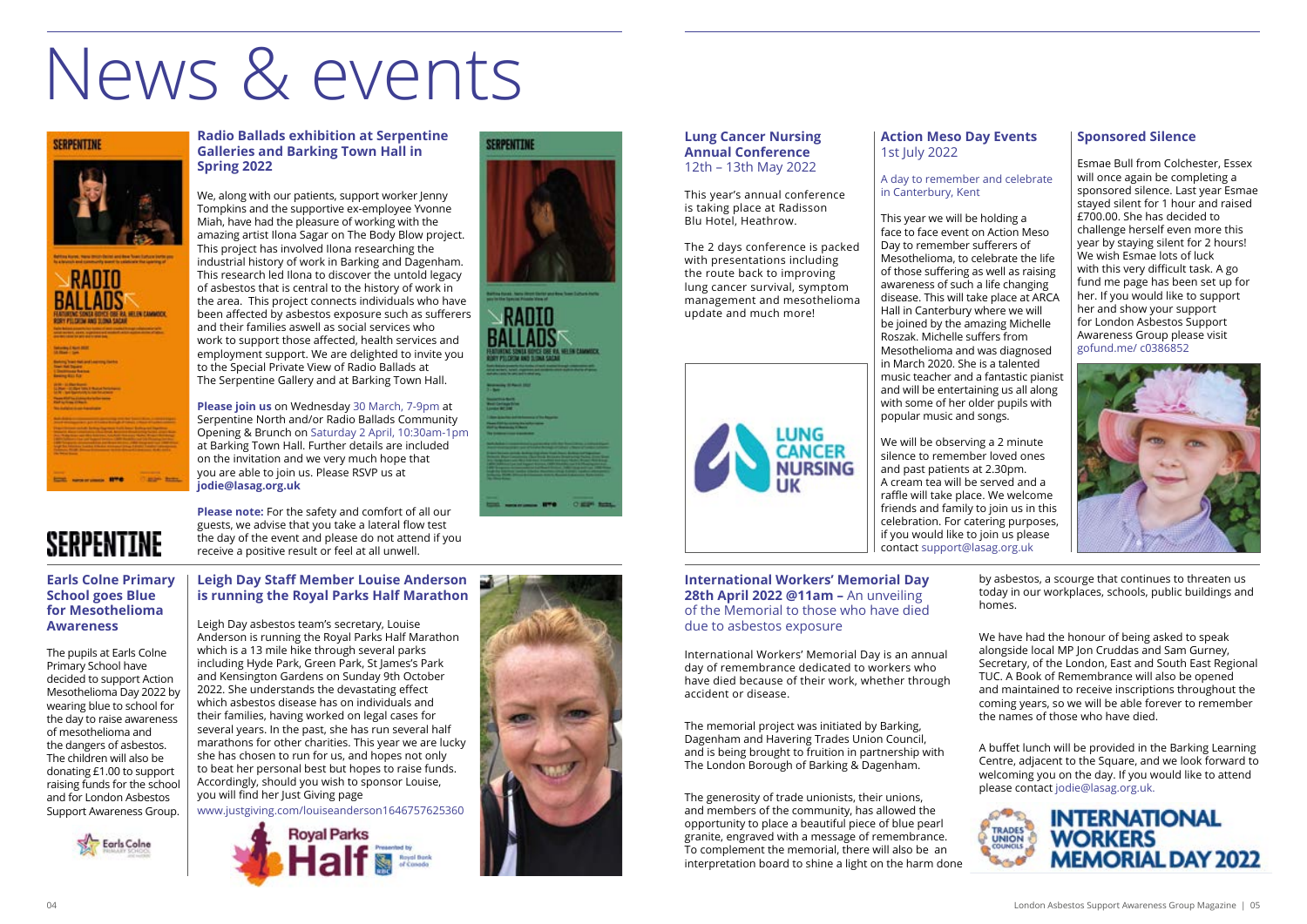# News & events

## Radio Ballads exhibition at Serpentine Galleries and Barking Town Hall in Spring 2022

We, along with our patients, support worker Jenny Tompkins and the supportive ex-employee Yvonne Miah, have had the pleasure of working with the amazing artist Ilona Sagar on The Body Blow project. This project has involved Ilona researching the industrial history of work in Barking and Dagenham. This research led Ilona to discover the untold legacy of asbestos that is central to the history of work in the area. This project connects individuals who have been affected by asbestos exposure such as sufferers and their families aswell as social services who work to support those affected, health services and employment support. We are delighted to invite you to the Special Private View of Radio Ballads at The Serpentine Gallery and at Barking Town Hall.

**Please join us** on Wednesday 30 March, 7-9pm at Serpentine North and/or Radio Ballads Community Opening & Brunch on Saturday 2 April, 10:30am-1pm at Barking Town Hall. Further details are included on the invitation and we very much hope that you are able to join us. Please RSVP us at **jodie@lasag.org.uk**

**Please note:** For the safety and comfort of all our guests, we advise that you take a lateral flow test the day of the event and please do not attend if you receive a positive result or feel at all unwell.

## Earls Colne Primary School goes Blue for Mesothelioma Awareness

The pupils at Earls Colne Primary School have decided to support Action Mesothelioma Day 2022 by wearing blue to school for the day to raise awareness of mesothelioma and the dangers of asbestos. The children will also be donating £1.00 to support raising funds for the school and for London Asbestos Support Awareness Group.

## Leigh Day Staff Member Louise Anderson is running the Royal Parks Half Marathon

Leigh Day asbestos team's secretary, Louise Anderson is running the Royal Parks Half Marathon which is a 13 mile hike through several parks including Hyde Park, Green Park, St James's Park and Kensington Gardens on Sunday 9th October 2022. She understands the devastating effect which asbestos disease has on individuals and their families, having worked on legal cases for several years. In the past, she has run several half marathons for other charities. This year we are lucky she has chosen to run for us, and hopes not only to beat her personal best but hopes to raise funds. Accordingly, should you wish to sponsor Louise, you will find her Just Giving page

www.justgiving.com/louiseanderson1646757625360

## Lung Cancer Nursing Annual Conference

12th – 13th May 2022

This year's annual conference is taking place at Radisson Blu Hotel, Heathrow.

The 2 days conference is packed with presentations including the route back to improving lung cancer survival, symptom management and mesothelioma update and much more!

## Action Meso Day Events

1st July 2022

A day to remember and celebrate in Canterbury, Kent

This year we will be holding a face to face event on Action Meso Day to remember sufferers of Mesothelioma, to celebrate the life of those suffering as well as raising awareness of such a life changing disease. This will take place at ARCA Hall in Canterbury where we will be joined by the amazing Michelle Roszak. Michelle suffers from Mesothelioma and was diagnosed in March 2020. She is a talented music teacher and a fantastic pianist and will be entertaining us all along with some of her older pupils with popular music and songs.

We will be observing a 2 minute silence to remember loved ones and past patients at 2.30pm. A cream tea will be served and a raffle will take place. We welcome friends and family to join us in this celebration. For catering purposes, if you would like to join us please contact support@lasag.org.uk

## Sponsored Silence

Esmae Bull from Colchester, Essex will once again be completing a sponsored silence. Last year Esmae stayed silent for 1 hour and raised £700.00. She has decided to challenge herself even more this year by staying silent for 2 hours! We wish Esmae lots of luck with this very difficult task. A go fund me page has been set up for her. If you would like to support her and show your support for London Asbestos Support Awareness Group please visit gofund.me/ c0386852

## International Workers' Memorial Day 28th April 2022 @11am – An unveiling of the Memorial to those who have died due to asbestos exposure

International Workers' Memorial Day is an annual day of remembrance dedicated to workers who have died because of their work, whether through accident or disease.

The memorial project was initiated by Barking, Dagenham and Havering Trades Union Council, and is being brought to fruition in partnership with The London Borough of Barking & Dagenham.

The generosity of trade unionists, their unions, and members of the community, has allowed the opportunity to place a beautiful piece of blue pearl granite, engraved with a message of remembrance. To complement the memorial, there will also be an interpretation board to shine a light on the harm done by asbestos, a scourge that continues to threaten us today in our workplaces, schools, public buildings and homes.

We have had the honour of being asked to speak alongside local MP Jon Cruddas and Sam Gurney, Secretary, of the London, East and South East Regional TUC. A Book of Remembrance will also be opened and maintained to receive inscriptions throughout the coming years, so we will be able forever to remember the names of those who have died.

A buffet lunch will be provided in the Barking Learning Centre, adjacent to the Square, and we look forward to welcoming you on the day. If you would like to attend please contact jodie@lasag.org.uk.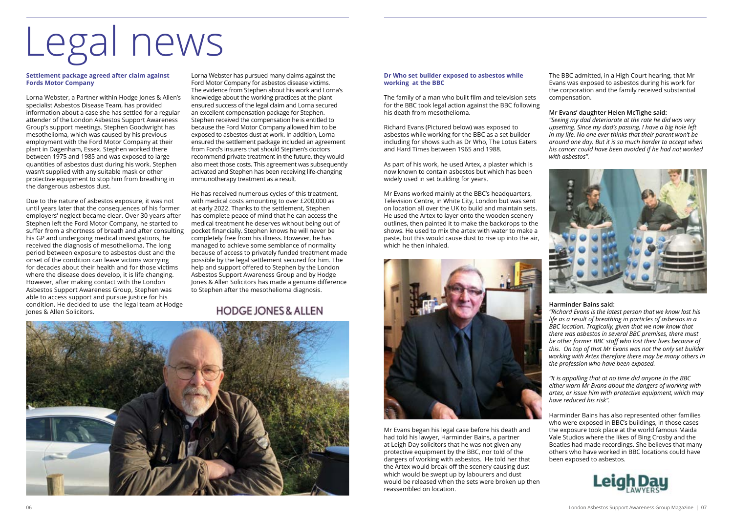# Legal news

### Settlement package agreed after claim against Fords Motor Company

Lorna Webster, a Partner within Hodge Jones & Allen's specialist Asbestos Disease Team, has provided information about a case she has settled for a regular attender of the London Asbestos Support Awareness Group's support meetings. Stephen Goodwright has mesothelioma, which was caused by his previous employment with the Ford Motor Company at their plant in Dagenham, Essex. Stephen worked there between 1975 and 1985 and was exposed to large quantities of asbestos dust during his work. Stephen wasn't supplied with any suitable mask or other protective equipment to stop him from breathing in the dangerous asbestos dust.

Due to the nature of asbestos exposure, it was not until years later that the consequences of his former employers' neglect became clear. Over 30 years after Stephen left the Ford Motor Company, he started to suffer from a shortness of breath and after consulting his GP and undergoing medical investigations, he received the diagnosis of mesothelioma. The long period between exposure to asbestos dust and the onset of the condition can leave victims worrying for decades about their health and for those victims where the disease does develop, it is life changing. However, after making contact with the London Asbestos Support Awareness Group, Stephen was able to access support and pursue justice for his condition. He decided to use the legal team at Hodge Jones & Allen Solicitors.

Lorna Webster has pursued many claims against the Ford Motor Company for asbestos disease victims. The evidence from Stephen about his work and Lorna's knowledge about the working practices at the plant ensured success of the legal claim and Lorna secured an excellent compensation package for Stephen. Stephen received the compensation he is entitled to because the Ford Motor Company allowed him to be exposed to asbestos dust at work. In addition, Lorna ensured the settlement package included an agreement from Ford's insurers that should Stephen's doctors recommend private treatment in the future, they would also meet those costs. This agreement was subsequently activated and Stephen has been receiving life-changing immunotherapy treatment as a result.

He has received numerous cycles of this treatment, with medical costs amounting to over £200,000 as at early 2022. Thanks to the settlement, Stephen has complete peace of mind that he can access the medical treatment he deserves without being out of pocket financially. Stephen knows he will never be completely free from his illness. However, he has managed to achieve some semblance of normality because of access to privately funded treatment made possible by the legal settlement secured for him. The help and support offered to Stephen by the London Asbestos Support Awareness Group and by Hodge Jones & Allen Solicitors has made a genuine difference to Stephen after the mesothelioma diagnosis.

HODGE JONES & ALLEN

### Dr Who set builder exposed to asbestos while working at the BBC

The family of a man who built film and television sets for the BBC took legal action against the BBC following his death from mesothelioma.

Richard Evans (Pictured below) was exposed to asbestos while working for the BBC as a set builder including for shows such as Dr Who, The Lotus Eaters and Hard Times between 1965 and 1988.

As part of his work, he used Artex, a plaster which is now known to contain asbestos but which has been widely used in set building for years.

Mr Evans worked mainly at the BBC's headquarters, Television Centre, in White City, London but was sent on location all over the UK to build and maintain sets. He used the Artex to layer onto the wooden scenery outlines, then painted it to make the backdrops to the shows. He used to mix the artex with water to make a paste, but this would cause dust to rise up into the air, which he then inhaled.

Mr Evans began his legal case before his death and had told his lawyer, Harminder Bains, a partner at Leigh Day solicitors that he was not given any protective equipment by the BBC, nor told of the dangers of working with asbestos. He told her that the Artex would break off the scenery causing dust which would be swept up by labourers and dust would be released when the sets were broken up then reassembled on location.

The BBC admitted, in a High Court hearing, that Mr Evans was exposed to asbestos during his work for the corporation and the family received substantial compensation.

**Mr Evans' daughter Helen McTighe said:**
*"Seeing my dad deteriorate at the rate he did was very upsetting. Since my dad's passing, I have a big hole left in my life. No one ever thinks that their parent won't be around one day. But it is so much harder to accept when his cancer could have been avoided if he had not worked with asbestos".*

**Harminder Bains said:**
*"Richard Evans is the latest person that we know lost his life as a result of breathing in particles of asbestos in a BBC location. Tragically, given that we now know that there was asbestos in several BBC premises, there must be other former BBC staff who lost their lives because of this. On top of that Mr Evans was not the only set builder working with Artex therefore there may be many others in the profession who have been exposed.*

*"It is appalling that at no time did anyone in the BBC either warn Mr Evans about the dangers of working with artex, or issue him with protective equipment, which may have reduced his risk".*

Harminder Bains has also represented other families who were exposed in BBC's buildings, in those cases the exposure took place at the world famous Maida Vale Studios where the likes of Bing Crosby and the Beatles had made recordings. She believes that many others who have worked in BBC locations could have been exposed to asbestos.

Leigh Day LAWYERS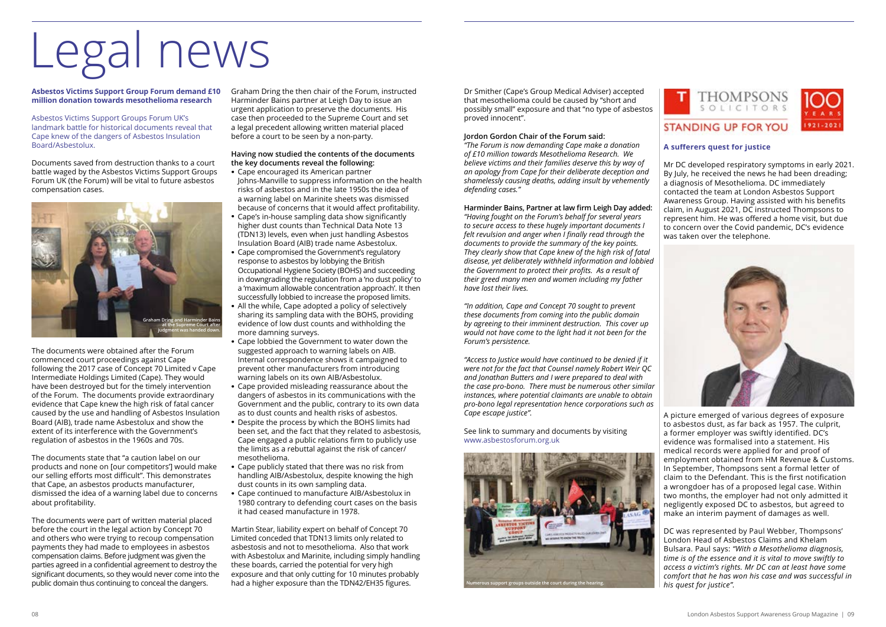# Legal news

**Asbestos Victims Support Group Forum demand £10 million donation towards mesothelioma research**

Asbestos Victims Support Groups Forum UK's landmark battle for historical documents reveal that Cape knew of the dangers of Asbestos Insulation Board/Asbestolux.

Documents saved from destruction thanks to a court battle waged by the Asbestos Victims Support Groups Forum UK (the Forum) will be vital to future asbestos compensation cases.

Graham Dring and Harminder Bains at the Supreme Court after judgment was handed down.

The documents were obtained after the Forum commenced court proceedings against Cape following the 2017 case of Concept 70 Limited v Cape Intermediate Holdings Limited (Cape). They would have been destroyed but for the timely intervention of the Forum. The documents provide extraordinary evidence that Cape knew the high risk of fatal cancer caused by the use and handling of Asbestos Insulation Board (AIB), trade name Asbestolux and show the extent of its interference with the Government's regulation of asbestos in the 1960s and 70s.

The documents state that "a caution label on our products and none on [our competitors'] would make our selling efforts most difficult". This demonstrates that Cape, an asbestos products manufacturer, dismissed the idea of a warning label due to concerns about profitability.

The documents were part of written material placed before the court in the legal action by Concept 70 and others who were trying to recoup compensation payments they had made to employees in asbestos compensation claims. Before judgment was given the parties agreed in a confidential agreement to destroy the significant documents, so they would never come into the public domain thus continuing to conceal the dangers.

Graham Dring the then chair of the Forum, instructed Harminder Bains partner at Leigh Day to issue an urgent application to preserve the documents. His case then proceeded to the Supreme Court and set a legal precedent allowing written material placed before a court to be seen by a non-party.

**Having now studied the contents of the documents the key documents reveal the following:**

- Cape encouraged its American partner Johns-Manville to suppress information on the health risks of asbestos and in the late 1950s the idea of a warning label on Marinite sheets was dismissed because of concerns that it would affect profitability.
- Cape's in-house sampling data show significantly higher dust counts than Technical Data Note 13 (TDN13) levels, even when just handling Asbestos Insulation Board (AIB) trade name Asbestolux.
- Cape compromised the Government's regulatory response to asbestos by lobbying the British Occupational Hygiene Society (BOHS) and succeeding in downgrading the regulation from a 'no dust policy' to a 'maximum allowable concentration approach'. It then successfully lobbied to increase the proposed limits.
- All the while, Cape adopted a policy of selectively sharing its sampling data with the BOHS, providing evidence of low dust counts and withholding the more damning surveys.
- Cape lobbied the Government to water down the suggested approach to warning labels on AIB. Internal correspondence shows it campaigned to prevent other manufacturers from introducing warning labels on its own AIB/Asbestolux.
- Cape provided misleading reassurance about the dangers of asbestos in its communications with the Government and the public, contrary to its own data as to dust counts and health risks of asbestos.
- Despite the process by which the BOHS limits had been set, and the fact that they related to asbestosis, Cape engaged a public relations firm to publicly use the limits as a rebuttal against the risk of cancer/mesothelioma.
- Cape publicly stated that there was no risk from handling AIB/Asbestolux, despite knowing the high dust counts in its own sampling data.
- Cape continued to manufacture AIB/Asbestolux in 1980 contrary to defending court cases on the basis it had ceased manufacture in 1978.

Martin Stear, liability expert on behalf of Concept 70 Limited conceded that TDN13 limits only related to asbestosis and not to mesothelioma. Also that work with Asbestolux and Marinite, including simply handling these boards, carried the potential for very high exposure and that only cutting for 10 minutes probably had a higher exposure than the TDN42/EH35 figures.

Dr Smither (Cape's Group Medical Adviser) accepted that mesothelioma could be caused by "short and possibly small" exposure and that "no type of asbestos proved innocent".

**Jordon Gordon Chair of the Forum said:**

*"The Forum is now demanding Cape make a donation of £10 million towards Mesothelioma Research. We believe victims and their families deserve this by way of an apology from Cape for their deliberate deception and shamelessly causing deaths, adding insult by vehemently defending cases."*

**Harminder Bains, Partner at law firm Leigh Day added:**

*"Having fought on the Forum's behalf for several years to secure access to these hugely important documents I felt revulsion and anger when I finally read through the documents to provide the summary of the key points. They clearly show that Cape knew of the high risk of fatal disease, yet deliberately withheld information and lobbied the Government to protect their profits. As a result of their greed many men and women including my father have lost their lives.*

*"In addition, Cape and Concept 70 sought to prevent these documents from coming into the public domain by agreeing to their imminent destruction. This cover up would not have come to the light had it not been for the Forum's persistence.*

*"Access to Justice would have continued to be denied if it were not for the fact that Counsel namely Robert Weir QC and Jonathan Butters and I were prepared to deal with the case pro-bono. There must be numerous other similar instances, where potential claimants are unable to obtain pro-bono legal representation hence corporations such as Cape escape justice".*

See link to summary and documents by visiting www.asbestosforum.org.uk

Numerous support groups outside the court during the hearing.

THOMPSONS SOLICITORS — STANDING UP FOR YOU — 100 YEARS 1921-2021

### A sufferers quest for justice

Mr DC developed respiratory symptoms in early 2021. By July, he received the news he had been dreading; a diagnosis of Mesothelioma. DC immediately contacted the team at London Asbestos Support Awareness Group. Having assisted with his benefits claim, in August 2021, DC instructed Thompsons to represent him. He was offered a home visit, but due to concern over the Covid pandemic, DC's evidence was taken over the telephone.

A picture emerged of various degrees of exposure to asbestos dust, as far back as 1957. The culprit, a former employer was swiftly identified. DC's evidence was formalised into a statement. His medical records were applied for and proof of employment obtained from HM Revenue & Customs. In September, Thompsons sent a formal letter of claim to the Defendant. This is the first notification a wrongdoer has of a proposed legal case. Within two months, the employer had not only admitted it negligently exposed DC to asbestos, but agreed to make an interim payment of damages as well.

DC was represented by Paul Webber, Thompsons' London Head of Asbestos Claims and Khelam Bulsara. Paul says: *"With a Mesothelioma diagnosis, time is of the essence and it is vital to move swiftly to access a victim's rights. Mr DC can at least have some comfort that he has won his case and was successful in his quest for justice".*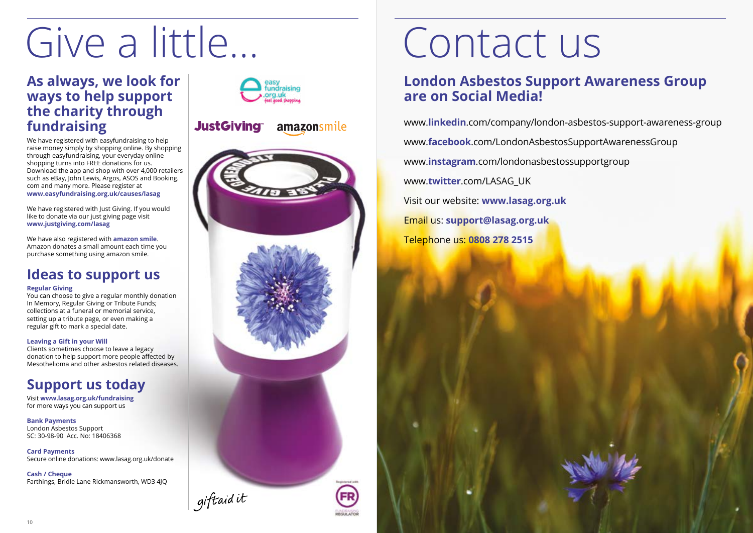# Give a little...

## As always, we look for ways to help support the charity through fundraising

We have registered with easyfundraising to help raise money simply by shopping online. By shopping through easyfundraising, your everyday online shopping turns into FREE donations for us. Download the app and shop with over 4,000 retailers such as eBay, John Lewis, Argos, ASOS and Booking.com and many more. Please register at **www.easyfundraising.org.uk/causes/lasag**

We have registered with Just Giving. If you would like to donate via our just giving page visit **www.justgiving.com/lasag**

We have also registered with **amazon smile**. Amazon donates a small amount each time you purchase something using amazon smile.

## Ideas to support us

**Regular Giving**
You can choose to give a regular monthly donation In Memory, Regular Giving or Tribute Funds; collections at a funeral or memorial service, setting up a tribute page, or even making a regular gift to mark a special date.

**Leaving a Gift in your Will**
Clients sometimes choose to leave a legacy donation to help support more people affected by Mesothelioma and other asbestos related diseases.

## Support us today

Visit **www.lasag.org.uk/fundraising** for more ways you can support us

**Bank Payments**
London Asbestos Support
SC: 30-98-90 Acc. No: 18406368

**Card Payments**
Secure online donations: www.lasag.org.uk/donate

**Cash / Cheque**
Farthings, Bridle Lane Rickmansworth, WD3 4JQ

# Contact us

## London Asbestos Support Awareness Group are on Social Media!

www.**linkedin**.com/company/london-asbestos-support-awareness-group

www.**facebook**.com/LondonAsbestosSupportAwarenessGroup

www.**instagram**.com/londonasbestossupportgroup

www.**twitter**.com/LASAG_UK

Visit our website: **www.lasag.org.uk**

Email us: **support@lasag.org.uk**

Telephone us: **0808 278 2515**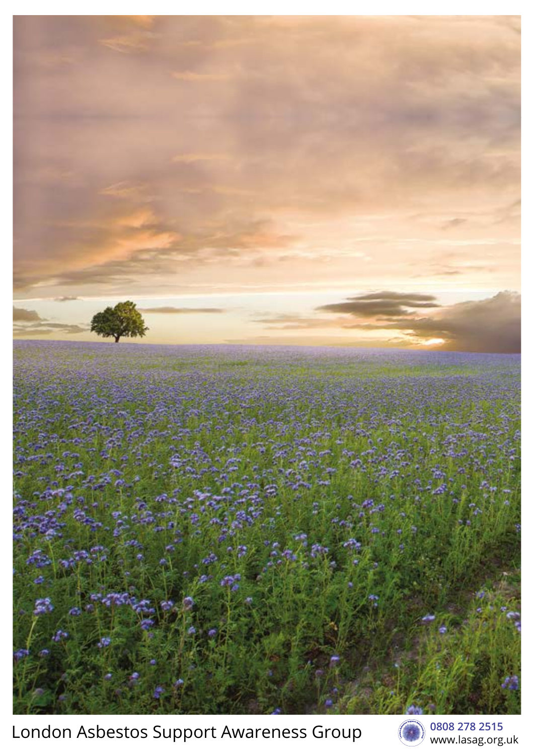London Asbestos Support Awareness Group

0808 278 2515
www.lasag.org.uk